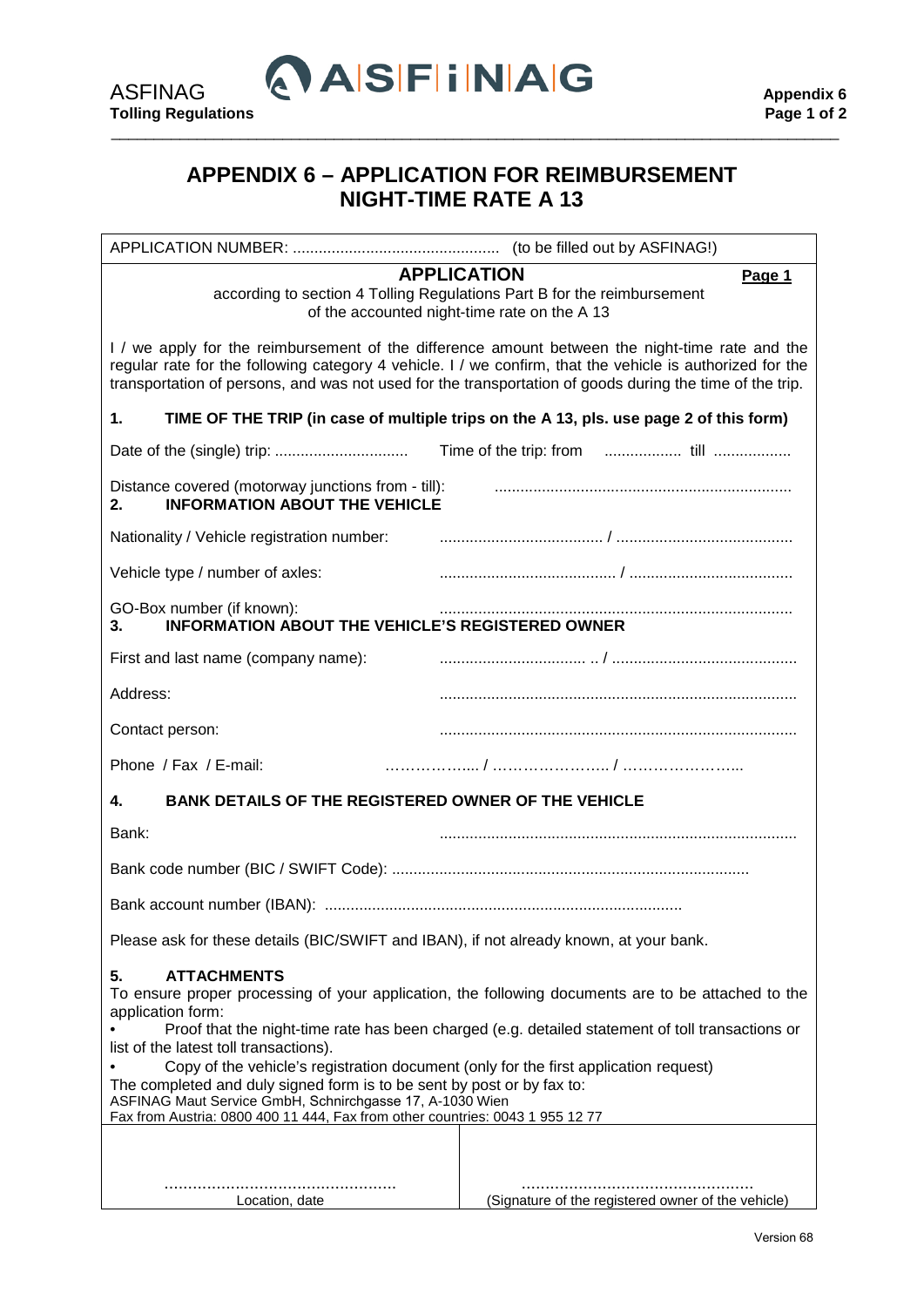# APPENDIX 6 – APPLICATION FOR REIMBURSEMENT NIGHT-TIME RATE A 13

APPLICATION NUMBER: ................................................ (to be filled out by ASFINAG!)

## APPLICATION

**Page 1**

according to section 4 Tolling Regulations Part B for the reimbursement of the accounted night-time rate on the A 13

I / we apply for the reimbursement of the difference amount between the night-time rate and the regular rate for the following category 4 vehicle. I / we confirm, that the vehicle is authorized for the transportation of persons, and was not used for the transportation of goods during the time of the trip.

### 1. TIME OF THE TRIP (in case of multiple trips on the A 13, pls. use page 2 of this form)

Date of the (single) trip: ............................... Time of the trip: from .................. till ..................

Distance covered (motorway junctions from - till): ....................................................................

### 2. INFORMATION ABOUT THE VEHICLE

Nationality / Vehicle registration number: ..................................... / ........................................

Vehicle type / number of axles: ......................................... / .....................................

GO-Box number (if known): .................................................................................

### 3. INFORMATION ABOUT THE VEHICLE'S REGISTERED OWNER

First and last name (company name): ................................. .. / ..........................................

Address: ..................................................................................

Contact person: ..................................................................................

Phone / Fax / E-mail: ……………..... / ………………….. / …………………...

### 4. BANK DETAILS OF THE REGISTERED OWNER OF THE VEHICLE

Bank: ..................................................................................

Bank code number (BIC / SWIFT Code): ..................................................................................

Bank account number (IBAN): ..................................................................................

Please ask for these details (BIC/SWIFT and IBAN), if not already known, at your bank.

### 5. ATTACHMENTS

To ensure proper processing of your application, the following documents are to be attached to the application form:

- Proof that the night-time rate has been charged (e.g. detailed statement of toll transactions or list of the latest toll transactions).
- Copy of the vehicle's registration document (only for the first application request)

The completed and duly signed form is to be sent by post or by fax to:
ASFINAG Maut Service GmbH, Schnirchgasse 17, A-1030 Wien
Fax from Austria: 0800 400 11 444, Fax from other countries: 0043 1 955 12 77

| ................................................ | ................................................ |
|---|---|
| Location, date | (Signature of the registered owner of the vehicle) |

Version 68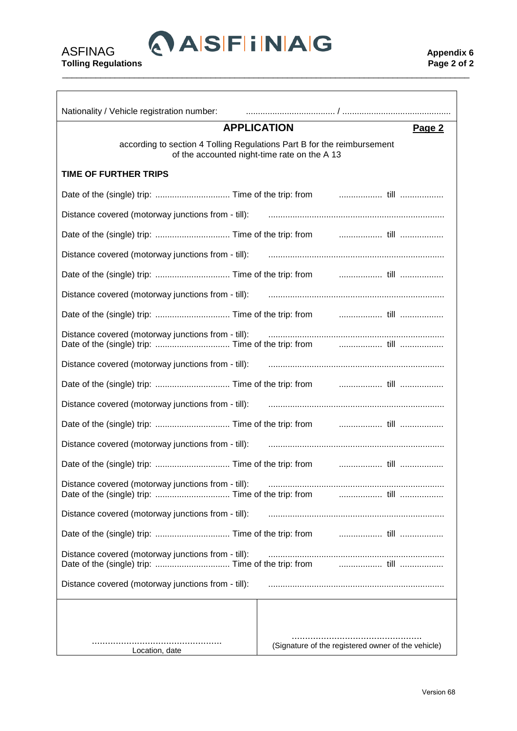Nationality / Vehicle registration number: ..................................... / .............................................

## APPLICATION

**Page 2**

according to section 4 Tolling Regulations Part B for the reimbursement of the accounted night-time rate on the A 13

**TIME OF FURTHER TRIPS**

Date of the (single) trip: ............................... Time of the trip: from .................. till ..................

Distance covered (motorway junctions from - till): .........................................................................

Date of the (single) trip: ............................... Time of the trip: from .................. till ..................

Distance covered (motorway junctions from - till): .........................................................................

Date of the (single) trip: ............................... Time of the trip: from .................. till ..................

Distance covered (motorway junctions from - till): .........................................................................

Date of the (single) trip: ............................... Time of the trip: from .................. till ..................

Distance covered (motorway junctions from - till): .........................................................................

Date of the (single) trip: ............................... Time of the trip: from .................. till ..................

Distance covered (motorway junctions from - till): .........................................................................

Date of the (single) trip: ............................... Time of the trip: from .................. till ..................

Distance covered (motorway junctions from - till): .........................................................................

Date of the (single) trip: ............................... Time of the trip: from .................. till ..................

Distance covered (motorway junctions from - till): .........................................................................

Date of the (single) trip: ............................... Time of the trip: from .................. till ..................

Distance covered (motorway junctions from - till): .........................................................................

Date of the (single) trip: ............................... Time of the trip: from .................. till ..................

Distance covered (motorway junctions from - till): .........................................................................

Date of the (single) trip: ............................... Time of the trip: from .................. till ..................

Distance covered (motorway junctions from - till): .........................................................................

Date of the (single) trip: ............................... Time of the trip: from .................. till ..................

Distance covered (motorway junctions from - till): .........................................................................

| | |
|---|---|
| ................................................. <br> Location, date | ................................................. <br> (Signature of the registered owner of the vehicle) |

Version 68